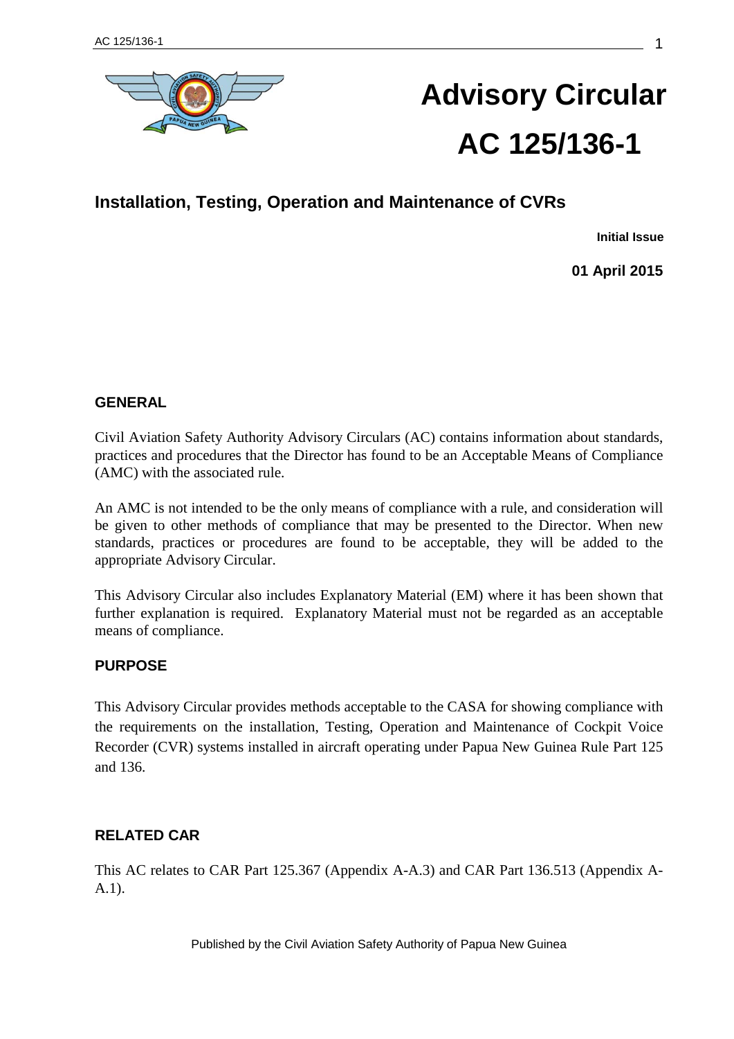# Advisory Circular

# AC 125/136-1

## Installation, Testing, Operation and Maintenance of CVRs

**Initial Issue**

**01 April 2015**

### GENERAL

Civil Aviation Safety Authority Advisory Circulars (AC) contains information about standards, practices and procedures that the Director has found to be an Acceptable Means of Compliance (AMC) with the associated rule.

An AMC is not intended to be the only means of compliance with a rule, and consideration will be given to other methods of compliance that may be presented to the Director. When new standards, practices or procedures are found to be acceptable, they will be added to the appropriate Advisory Circular.

This Advisory Circular also includes Explanatory Material (EM) where it has been shown that further explanation is required. Explanatory Material must not be regarded as an acceptable means of compliance.

### PURPOSE

This Advisory Circular provides methods acceptable to the CASA for showing compliance with the requirements on the installation, Testing, Operation and Maintenance of Cockpit Voice Recorder (CVR) systems installed in aircraft operating under Papua New Guinea Rule Part 125 and 136.

### RELATED CAR

This AC relates to CAR Part 125.367 (Appendix A-A.3) and CAR Part 136.513 (Appendix A-A.1).

Published by the Civil Aviation Safety Authority of Papua New Guinea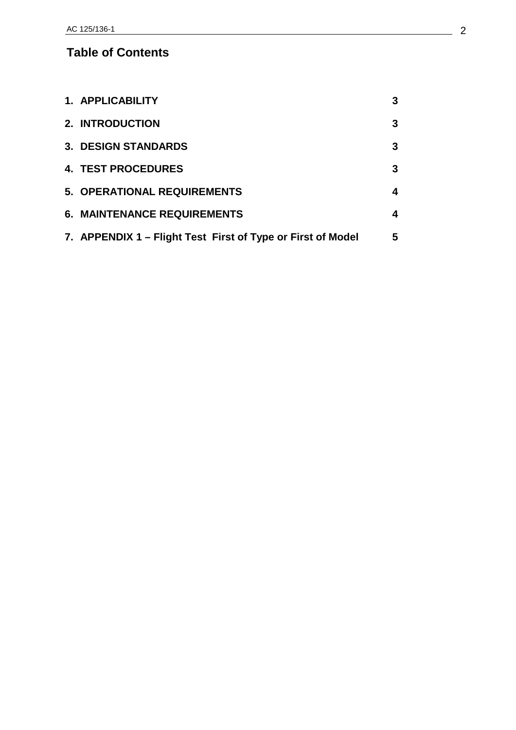## Table of Contents

| | |
|---|---|
| **1. APPLICABILITY** | **3** |
| **2. INTRODUCTION** | **3** |
| **3. DESIGN STANDARDS** | **3** |
| **4. TEST PROCEDURES** | **3** |
| **5. OPERATIONAL REQUIREMENTS** | **4** |
| **6. MAINTENANCE REQUIREMENTS** | **4** |
| **7. APPENDIX 1 – Flight Test First of Type or First of Model** | **5** |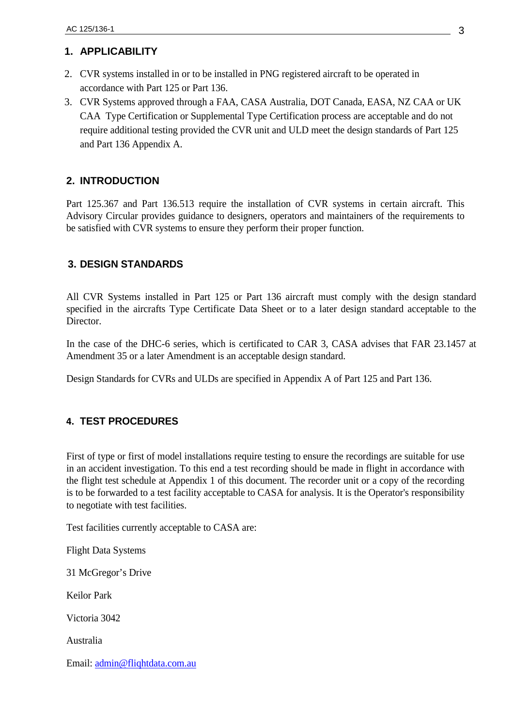## 1. APPLICABILITY

2. CVR systems installed in or to be installed in PNG registered aircraft to be operated in accordance with Part 125 or Part 136.
3. CVR Systems approved through a FAA, CASA Australia, DOT Canada, EASA, NZ CAA or UK CAA Type Certification or Supplemental Type Certification process are acceptable and do not require additional testing provided the CVR unit and ULD meet the design standards of Part 125 and Part 136 Appendix A.

## 2. INTRODUCTION

Part 125.367 and Part 136.513 require the installation of CVR systems in certain aircraft. This Advisory Circular provides guidance to designers, operators and maintainers of the requirements to be satisfied with CVR systems to ensure they perform their proper function.

## 3. DESIGN STANDARDS

All CVR Systems installed in Part 125 or Part 136 aircraft must comply with the design standard specified in the aircrafts Type Certificate Data Sheet or to a later design standard acceptable to the Director.

In the case of the DHC-6 series, which is certificated to CAR 3, CASA advises that FAR 23.1457 at Amendment 35 or a later Amendment is an acceptable design standard.

Design Standards for CVRs and ULDs are specified in Appendix A of Part 125 and Part 136.

## 4. TEST PROCEDURES

First of type or first of model installations require testing to ensure the recordings are suitable for use in an accident investigation. To this end a test recording should be made in flight in accordance with the flight test schedule at Appendix 1 of this document. The recorder unit or a copy of the recording is to be forwarded to a test facility acceptable to CASA for analysis. It is the Operator's responsibility to negotiate with test facilities.

Test facilities currently acceptable to CASA are:

Flight Data Systems

31 McGregor's Drive

Keilor Park

Victoria 3042

Australia

Email: admin@flightdata.com.au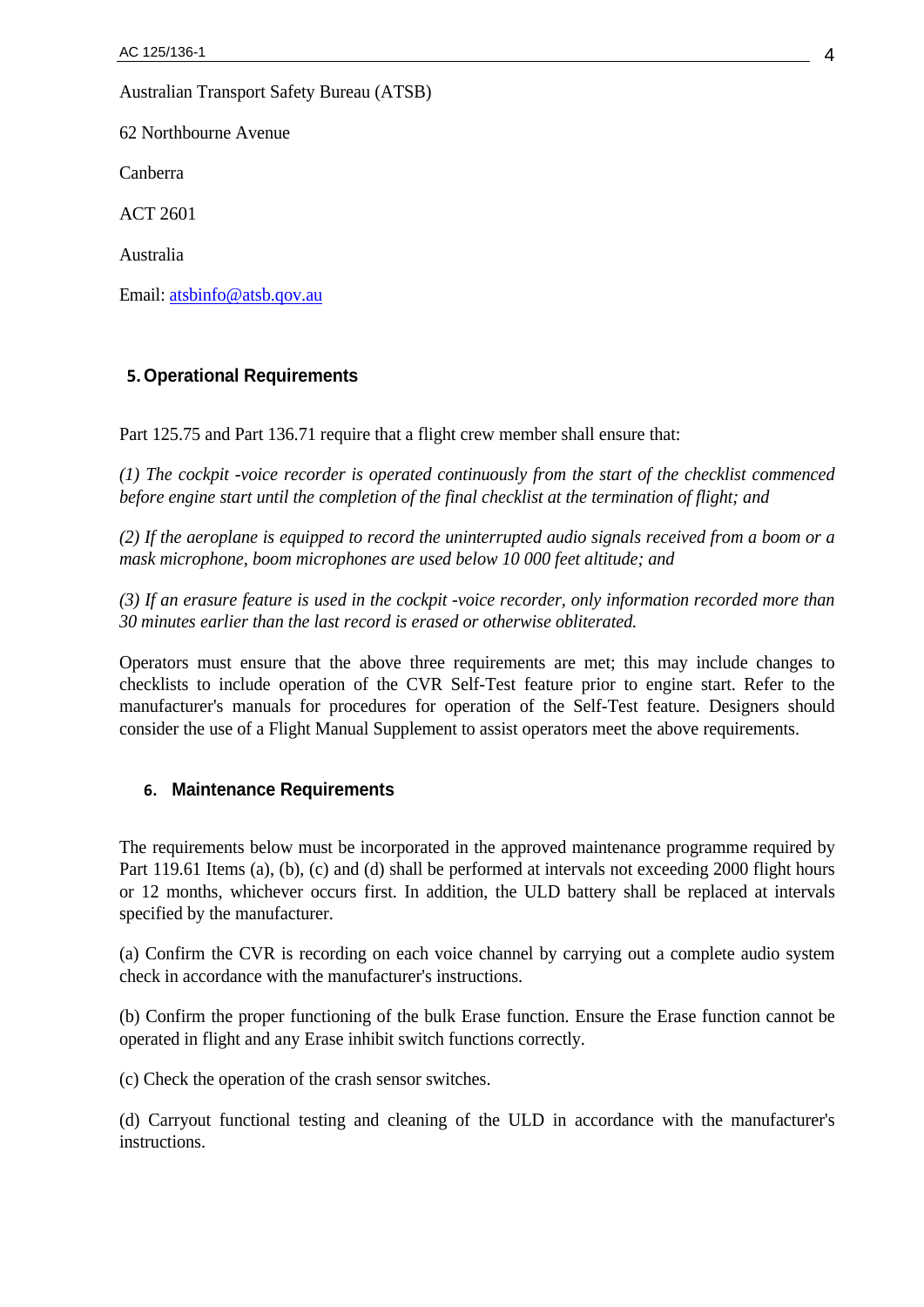Australian Transport Safety Bureau (ATSB)

62 Northbourne Avenue

Canberra

ACT 2601

Australia

Email: atsbinfo@atsb.gov.au

## 5. Operational Requirements

Part 125.75 and Part 136.71 require that a flight crew member shall ensure that:

*(1) The cockpit -voice recorder is operated continuously from the start of the checklist commenced before engine start until the completion of the final checklist at the termination of flight; and*

*(2) If the aeroplane is equipped to record the uninterrupted audio signals received from a boom or a mask microphone, boom microphones are used below 10 000 feet altitude; and*

*(3) If an erasure feature is used in the cockpit -voice recorder, only information recorded more than 30 minutes earlier than the last record is erased or otherwise obliterated.*

Operators must ensure that the above three requirements are met; this may include changes to checklists to include operation of the CVR Self-Test feature prior to engine start. Refer to the manufacturer's manuals for procedures for operation of the Self-Test feature. Designers should consider the use of a Flight Manual Supplement to assist operators meet the above requirements.

## 6. Maintenance Requirements

The requirements below must be incorporated in the approved maintenance programme required by Part 119.61 Items (a), (b), (c) and (d) shall be performed at intervals not exceeding 2000 flight hours or 12 months, whichever occurs first. In addition, the ULD battery shall be replaced at intervals specified by the manufacturer.

(a) Confirm the CVR is recording on each voice channel by carrying out a complete audio system check in accordance with the manufacturer's instructions.

(b) Confirm the proper functioning of the bulk Erase function. Ensure the Erase function cannot be operated in flight and any Erase inhibit switch functions correctly.

(c) Check the operation of the crash sensor switches.

(d) Carryout functional testing and cleaning of the ULD in accordance with the manufacturer's instructions.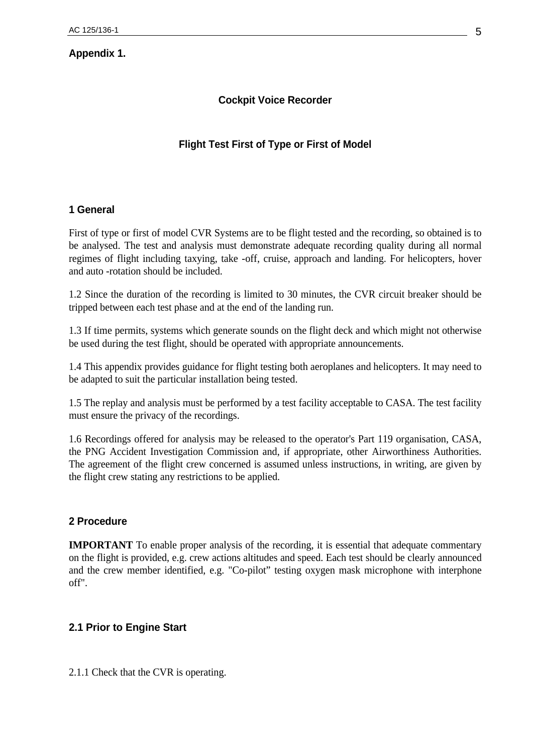**Appendix 1.**

## Cockpit Voice Recorder

## Flight Test First of Type or First of Model

### 1 General

First of type or first of model CVR Systems are to be flight tested and the recording, so obtained is to be analysed. The test and analysis must demonstrate adequate recording quality during all normal regimes of flight including taxying, take -off, cruise, approach and landing. For helicopters, hover and auto -rotation should be included.

1.2 Since the duration of the recording is limited to 30 minutes, the CVR circuit breaker should be tripped between each test phase and at the end of the landing run.

1.3 If time permits, systems which generate sounds on the flight deck and which might not otherwise be used during the test flight, should be operated with appropriate announcements.

1.4 This appendix provides guidance for flight testing both aeroplanes and helicopters. It may need to be adapted to suit the particular installation being tested.

1.5 The replay and analysis must be performed by a test facility acceptable to CASA. The test facility must ensure the privacy of the recordings.

1.6 Recordings offered for analysis may be released to the operator's Part 119 organisation, CASA, the PNG Accident Investigation Commission and, if appropriate, other Airworthiness Authorities. The agreement of the flight crew concerned is assumed unless instructions, in writing, are given by the flight crew stating any restrictions to be applied.

### 2 Procedure

**IMPORTANT** To enable proper analysis of the recording, it is essential that adequate commentary on the flight is provided, e.g. crew actions altitudes and speed. Each test should be clearly announced and the crew member identified, e.g. "Co-pilot" testing oxygen mask microphone with interphone off".

### 2.1 Prior to Engine Start

2.1.1 Check that the CVR is operating.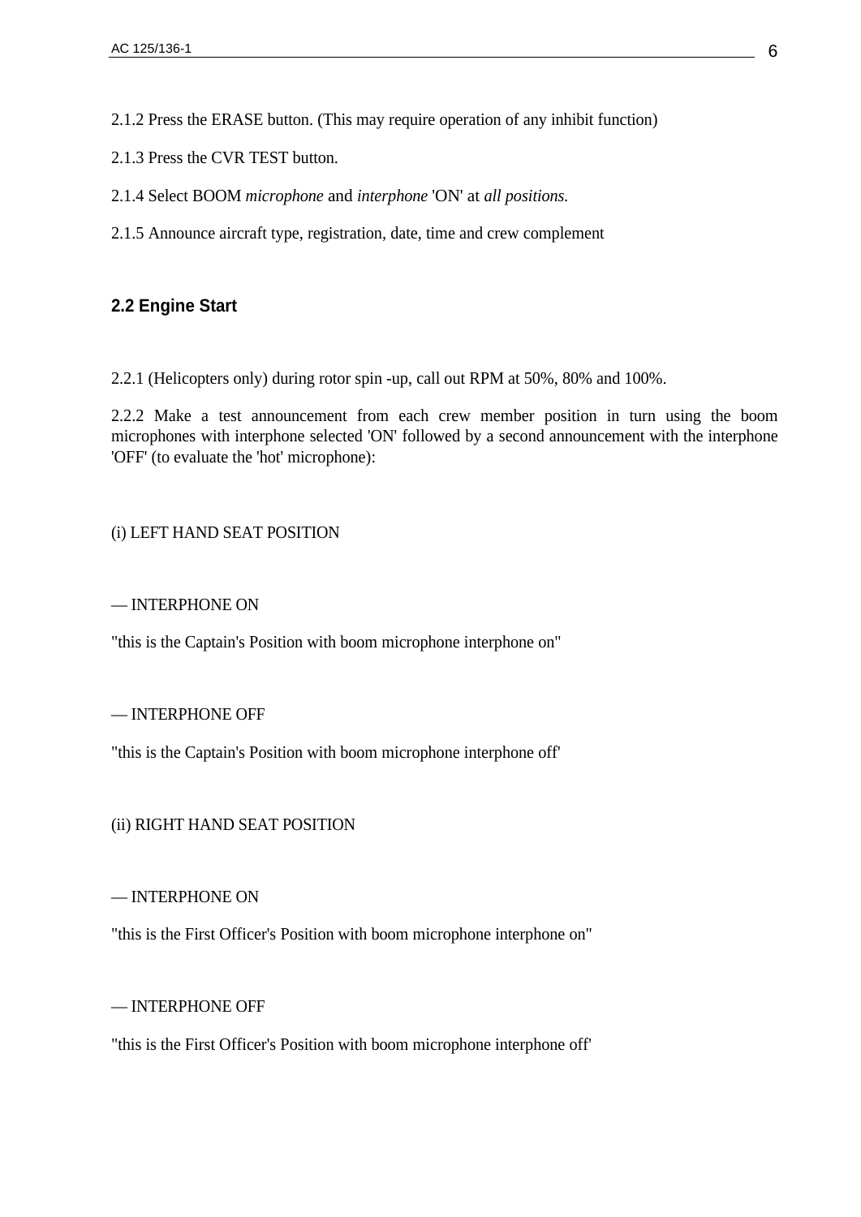2.1.2 Press the ERASE button. (This may require operation of any inhibit function)

2.1.3 Press the CVR TEST button.

2.1.4 Select BOOM *microphone* and *interphone* 'ON' at *all positions.*

2.1.5 Announce aircraft type, registration, date, time and crew complement

## 2.2 Engine Start

2.2.1 (Helicopters only) during rotor spin -up, call out RPM at 50%, 80% and 100%.

2.2.2 Make a test announcement from each crew member position in turn using the boom microphones with interphone selected 'ON' followed by a second announcement with the interphone 'OFF' (to evaluate the 'hot' microphone):

(i) LEFT HAND SEAT POSITION

— INTERPHONE ON

"this is the Captain's Position with boom microphone interphone on"

— INTERPHONE OFF

"this is the Captain's Position with boom microphone interphone off'

(ii) RIGHT HAND SEAT POSITION

— INTERPHONE ON

"this is the First Officer's Position with boom microphone interphone on"

— INTERPHONE OFF

"this is the First Officer's Position with boom microphone interphone off'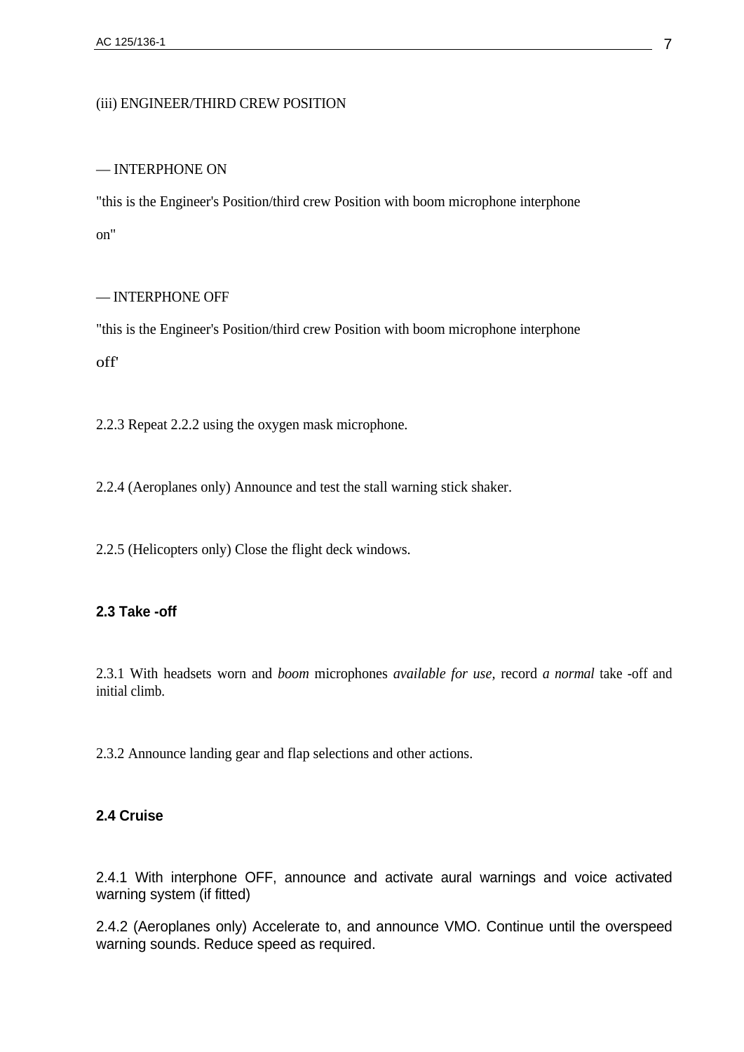(iii) ENGINEER/THIRD CREW POSITION

— INTERPHONE ON

"this is the Engineer's Position/third crew Position with boom microphone interphone on"

— INTERPHONE OFF

"this is the Engineer's Position/third crew Position with boom microphone interphone off'

2.2.3 Repeat 2.2.2 using the oxygen mask microphone.

2.2.4 (Aeroplanes only) Announce and test the stall warning stick shaker.

2.2.5 (Helicopters only) Close the flight deck windows.

### 2.3 Take -off

2.3.1 With headsets worn and *boom* microphones *available for use,* record *a normal* take -off and initial climb.

2.3.2 Announce landing gear and flap selections and other actions.

### 2.4 Cruise

2.4.1 With interphone OFF, announce and activate aural warnings and voice activated warning system (if fitted)

2.4.2 (Aeroplanes only) Accelerate to, and announce VMO. Continue until the overspeed warning sounds. Reduce speed as required.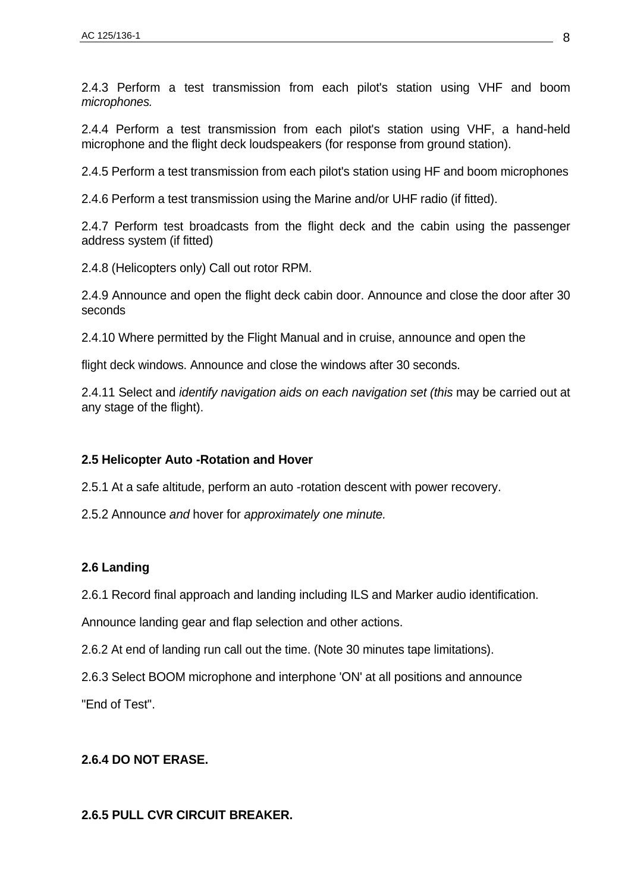2.4.3 Perform a test transmission from each pilot's station using VHF and boom *microphones.*

2.4.4 Perform a test transmission from each pilot's station using VHF, a hand-held microphone and the flight deck loudspeakers (for response from ground station).

2.4.5 Perform a test transmission from each pilot's station using HF and boom microphones

2.4.6 Perform a test transmission using the Marine and/or UHF radio (if fitted).

2.4.7 Perform test broadcasts from the flight deck and the cabin using the passenger address system (if fitted)

2.4.8 (Helicopters only) Call out rotor RPM.

2.4.9 Announce and open the flight deck cabin door. Announce and close the door after 30 seconds

2.4.10 Where permitted by the Flight Manual and in cruise, announce and open the

flight deck windows. Announce and close the windows after 30 seconds.

2.4.11 Select and *identify navigation aids on each navigation set (this* may be carried out at any stage of the flight).

**2.5 Helicopter Auto -Rotation and Hover**

2.5.1 At a safe altitude, perform an auto -rotation descent with power recovery.

2.5.2 Announce *and* hover for *approximately one minute.*

**2.6 Landing**

2.6.1 Record final approach and landing including ILS and Marker audio identification.

Announce landing gear and flap selection and other actions.

2.6.2 At end of landing run call out the time. (Note 30 minutes tape limitations).

2.6.3 Select BOOM microphone and interphone 'ON' at all positions and announce

"End of Test".

**2.6.4 DO NOT ERASE.**

**2.6.5 PULL CVR CIRCUIT BREAKER.**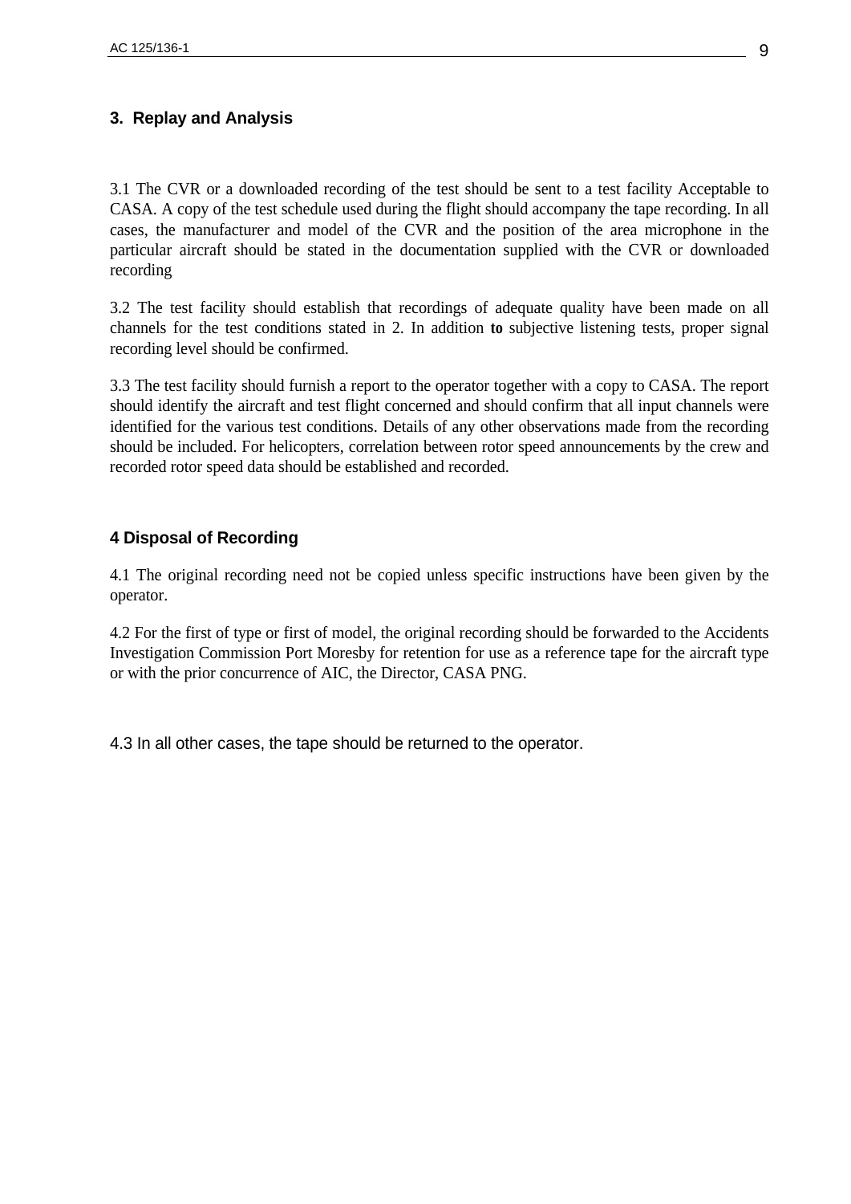## 3. Replay and Analysis

3.1 The CVR or a downloaded recording of the test should be sent to a test facility Acceptable to CASA. A copy of the test schedule used during the flight should accompany the tape recording. In all cases, the manufacturer and model of the CVR and the position of the area microphone in the particular aircraft should be stated in the documentation supplied with the CVR or downloaded recording

3.2 The test facility should establish that recordings of adequate quality have been made on all channels for the test conditions stated in 2. In addition **to** subjective listening tests, proper signal recording level should be confirmed.

3.3 The test facility should furnish a report to the operator together with a copy to CASA. The report should identify the aircraft and test flight concerned and should confirm that all input channels were identified for the various test conditions. Details of any other observations made from the recording should be included. For helicopters, correlation between rotor speed announcements by the crew and recorded rotor speed data should be established and recorded.

## 4 Disposal of Recording

4.1 The original recording need not be copied unless specific instructions have been given by the operator.

4.2 For the first of type or first of model, the original recording should be forwarded to the Accidents Investigation Commission Port Moresby for retention for use as a reference tape for the aircraft type or with the prior concurrence of AIC, the Director, CASA PNG.

4.3 In all other cases, the tape should be returned to the operator.